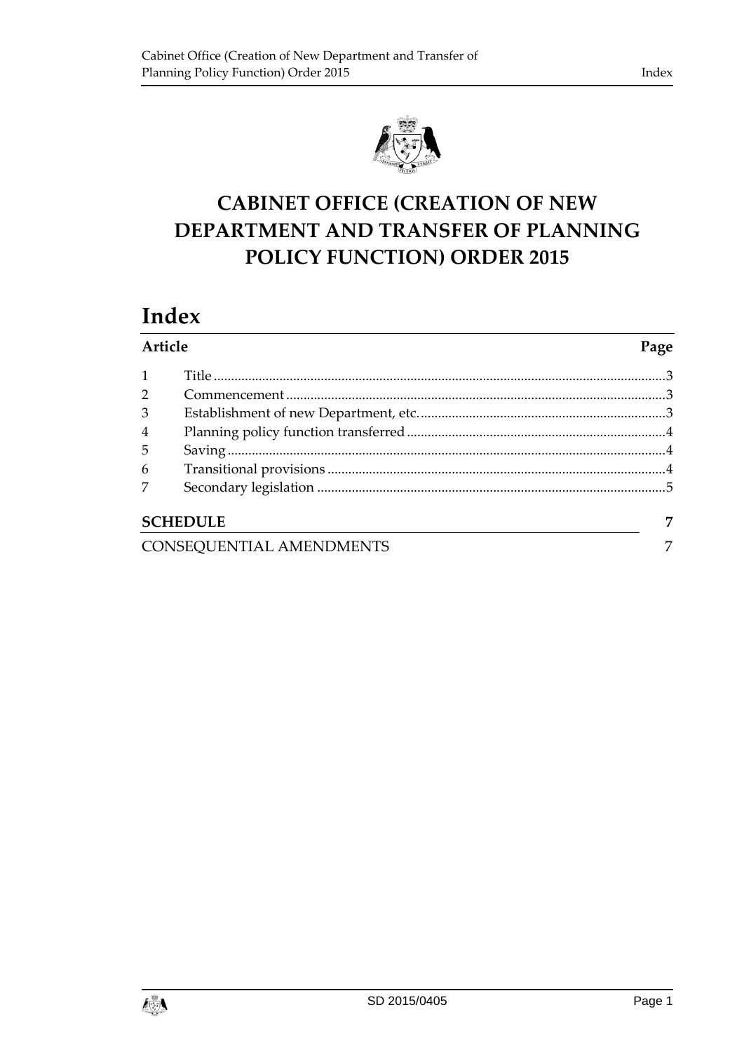# CABINET OFFICE (CREATION OF NEW DEPARTMENT AND TRANSFER OF PLANNING POLICY FUNCTION) ORDER 2015

## Index

| Article | | Page |
|---|---|---|
| 1 | Title | 3 |
| 2 | Commencement | 3 |
| 3 | Establishment of new Department, etc. | 3 |
| 4 | Planning policy function transferred | 4 |
| 5 | Saving | 4 |
| 6 | Transitional provisions | 4 |
| 7 | Secondary legislation | 5 |

**SCHEDULE** 7

CONSEQUENTIAL AMENDMENTS 7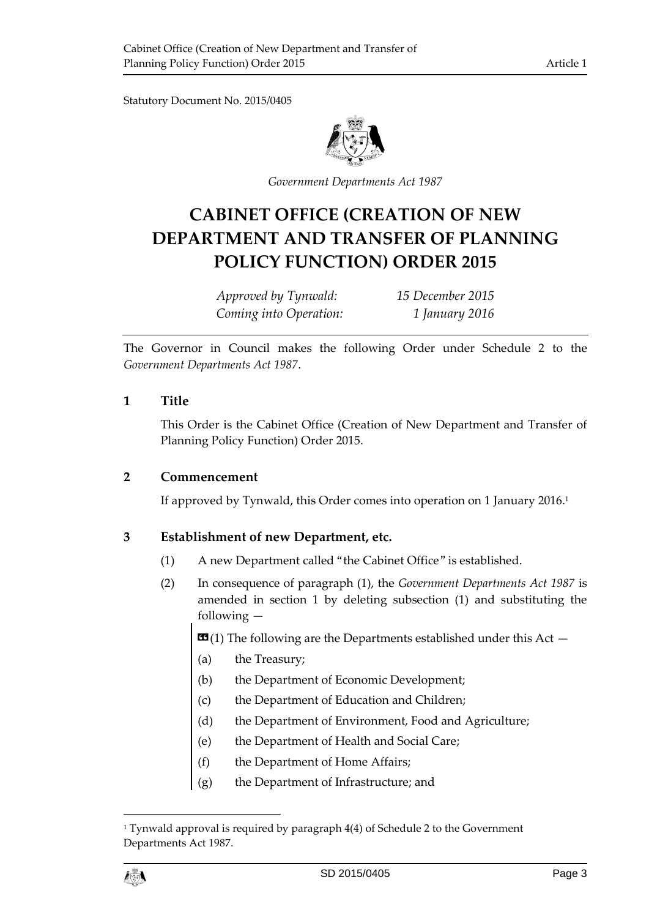Statutory Document No. 2015/0405

*Government Departments Act 1987*

# CABINET OFFICE (CREATION OF NEW DEPARTMENT AND TRANSFER OF PLANNING POLICY FUNCTION) ORDER 2015

| | |
|---|---|
| *Approved by Tynwald:* | *15 December 2015* |
| *Coming into Operation:* | *1 January 2016* |

The Governor in Council makes the following Order under Schedule 2 to the *Government Departments Act 1987*.

## 1 Title

This Order is the Cabinet Office (Creation of New Department and Transfer of Planning Policy Function) Order 2015.

## 2 Commencement

If approved by Tynwald, this Order comes into operation on 1 January 2016.[1]

## 3 Establishment of new Department, etc.

(1) A new Department called "the Cabinet Office" is established.

(2) In consequence of paragraph (1), the *Government Departments Act 1987* is amended in section 1 by deleting subsection (1) and substituting the following —

> «(1) The following are the Departments established under this Act —
>
> (a) the Treasury;
>
> (b) the Department of Economic Development;
>
> (c) the Department of Education and Children;
>
> (d) the Department of Environment, Food and Agriculture;
>
> (e) the Department of Health and Social Care;
>
> (f) the Department of Home Affairs;
>
> (g) the Department of Infrastructure; and

[1] Tynwald approval is required by paragraph 4(4) of Schedule 2 to the Government Departments Act 1987.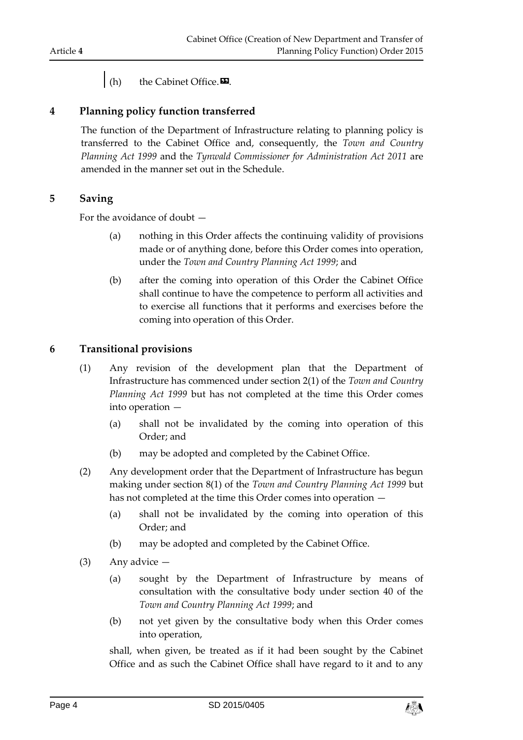(h) the Cabinet Office.».

## 4 Planning policy function transferred

The function of the Department of Infrastructure relating to planning policy is transferred to the Cabinet Office and, consequently, the *Town and Country Planning Act 1999* and the *Tynwald Commissioner for Administration Act 2011* are amended in the manner set out in the Schedule.

## 5 Saving

For the avoidance of doubt —

(a) nothing in this Order affects the continuing validity of provisions made or of anything done, before this Order comes into operation, under the *Town and Country Planning Act 1999*; and

(b) after the coming into operation of this Order the Cabinet Office shall continue to have the competence to perform all activities and to exercise all functions that it performs and exercises before the coming into operation of this Order.

## 6 Transitional provisions

(1) Any revision of the development plan that the Department of Infrastructure has commenced under section 2(1) of the *Town and Country Planning Act 1999* but has not completed at the time this Order comes into operation —

(a) shall not be invalidated by the coming into operation of this Order; and

(b) may be adopted and completed by the Cabinet Office.

(2) Any development order that the Department of Infrastructure has begun making under section 8(1) of the *Town and Country Planning Act 1999* but has not completed at the time this Order comes into operation —

(a) shall not be invalidated by the coming into operation of this Order; and

(b) may be adopted and completed by the Cabinet Office.

(3) Any advice —

(a) sought by the Department of Infrastructure by means of consultation with the consultative body under section 40 of the *Town and Country Planning Act 1999*; and

(b) not yet given by the consultative body when this Order comes into operation,

shall, when given, be treated as if it had been sought by the Cabinet Office and as such the Cabinet Office shall have regard to it and to any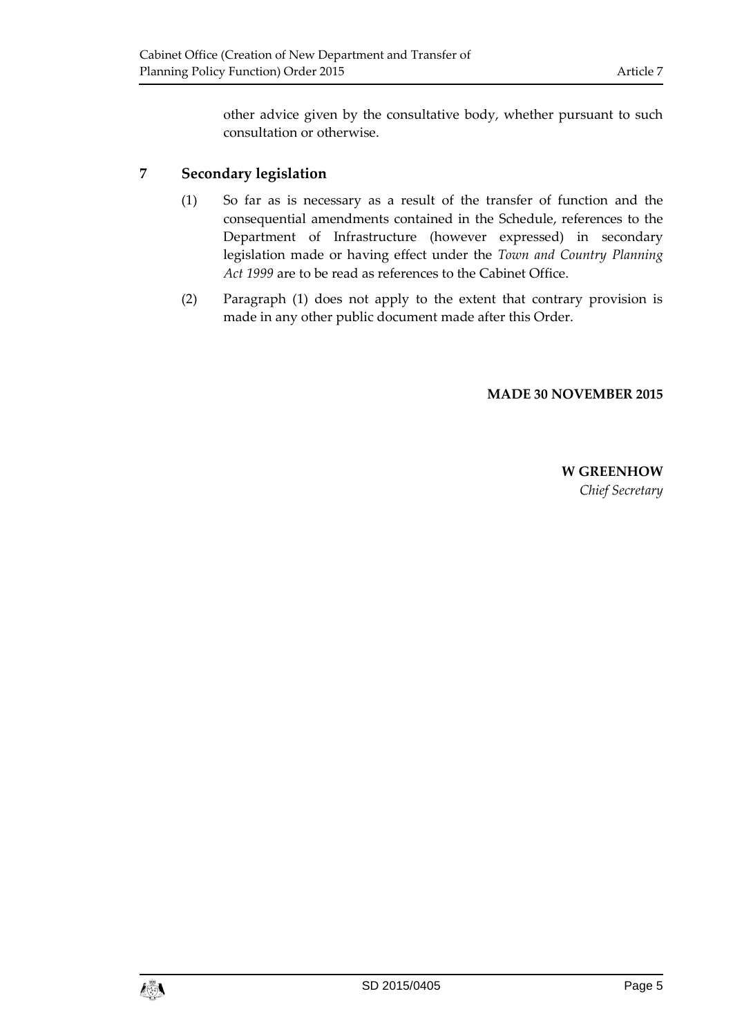other advice given by the consultative body, whether pursuant to such consultation or otherwise.

## 7 Secondary legislation

(1) So far as is necessary as a result of the transfer of function and the consequential amendments contained in the Schedule, references to the Department of Infrastructure (however expressed) in secondary legislation made or having effect under the *Town and Country Planning Act 1999* are to be read as references to the Cabinet Office.

(2) Paragraph (1) does not apply to the extent that contrary provision is made in any other public document made after this Order.

**MADE 30 NOVEMBER 2015**

**W GREENHOW**
*Chief Secretary*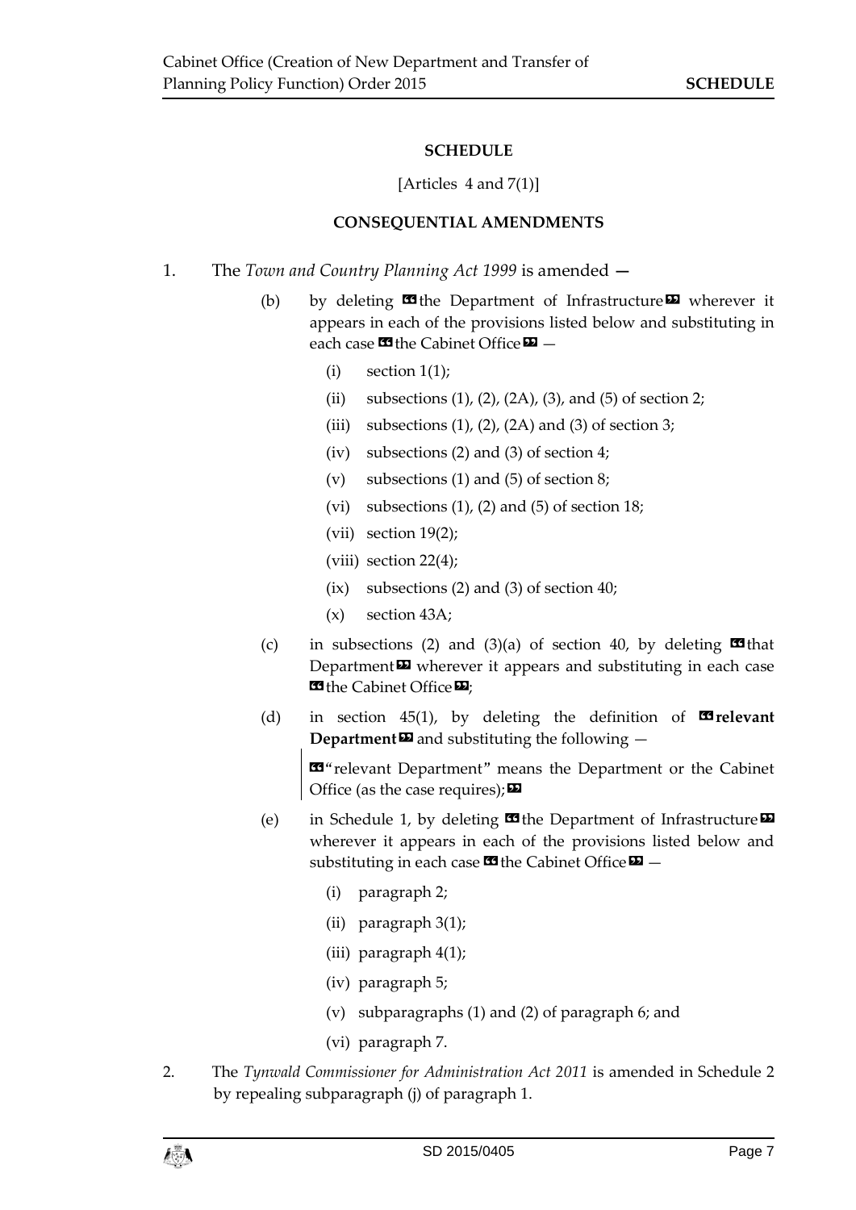**SCHEDULE**

[Articles 4 and 7(1)]

**CONSEQUENTIAL AMENDMENTS**

1. The *Town and Country Planning Act 1999* is amended —

   (b) by deleting «the Department of Infrastructure» wherever it appears in each of the provisions listed below and substituting in each case «the Cabinet Office» —

      (i) section 1(1);

      (ii) subsections (1), (2), (2A), (3), and (5) of section 2;

      (iii) subsections (1), (2), (2A) and (3) of section 3;

      (iv) subsections (2) and (3) of section 4;

      (v) subsections (1) and (5) of section 8;

      (vi) subsections (1), (2) and (5) of section 18;

      (vii) section 19(2);

      (viii) section 22(4);

      (ix) subsections (2) and (3) of section 40;

      (x) section 43A;

   (c) in subsections (2) and (3)(a) of section 40, by deleting «that Department» wherever it appears and substituting in each case «the Cabinet Office»;

   (d) in section 45(1), by deleting the definition of «**relevant Department**» and substituting the following —

      «"relevant Department" means the Department or the Cabinet Office (as the case requires);»

   (e) in Schedule 1, by deleting «the Department of Infrastructure» wherever it appears in each of the provisions listed below and substituting in each case «the Cabinet Office» —

      (i) paragraph 2;

      (ii) paragraph 3(1);

      (iii) paragraph 4(1);

      (iv) paragraph 5;

      (v) subparagraphs (1) and (2) of paragraph 6; and

      (vi) paragraph 7.

2. The *Tynwald Commissioner for Administration Act 2011* is amended in Schedule 2 by repealing subparagraph (j) of paragraph 1.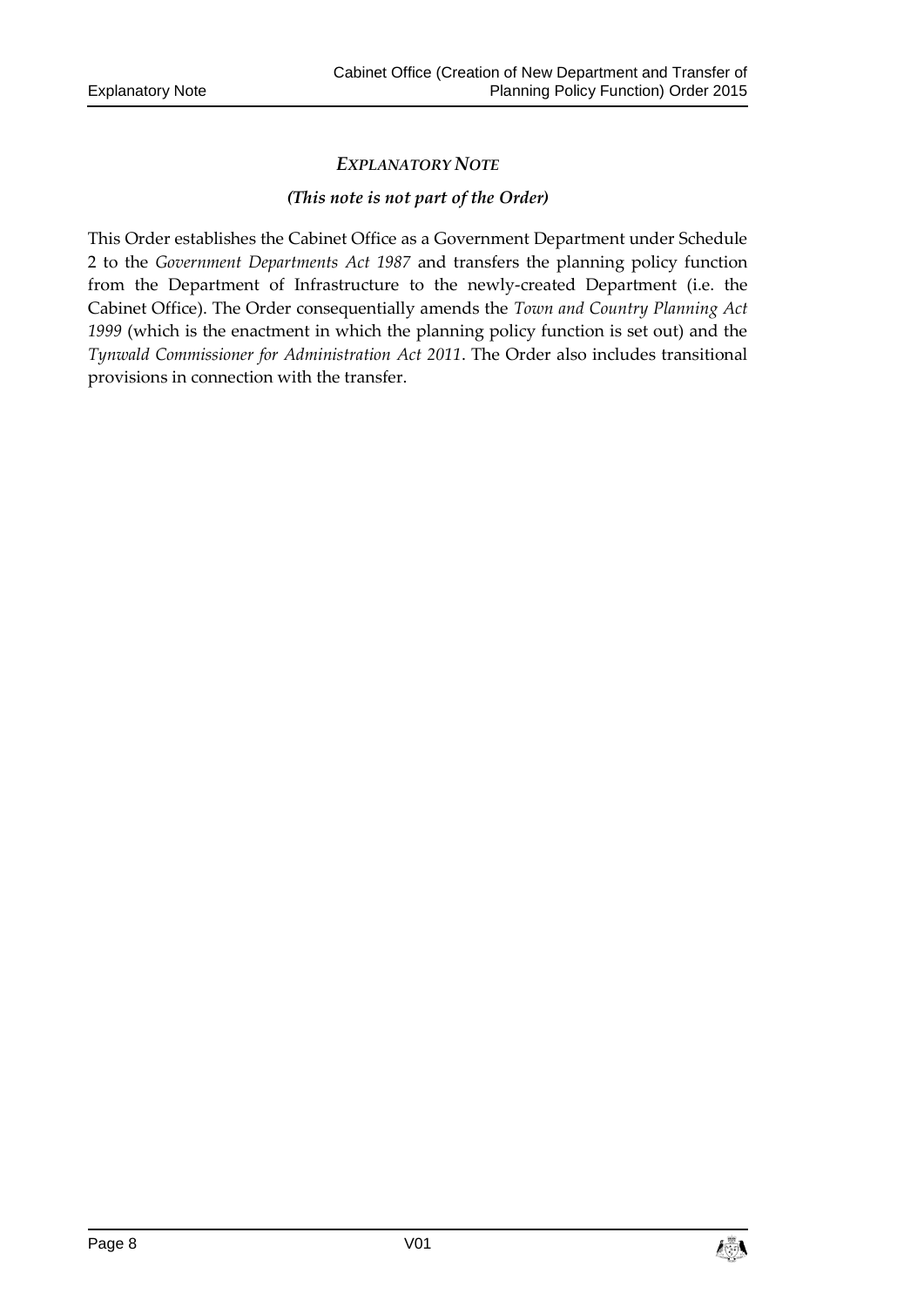## *EXPLANATORY NOTE*

***(This note is not part of the Order)***

This Order establishes the Cabinet Office as a Government Department under Schedule 2 to the *Government Departments Act 1987* and transfers the planning policy function from the Department of Infrastructure to the newly-created Department (i.e. the Cabinet Office). The Order consequentially amends the *Town and Country Planning Act 1999* (which is the enactment in which the planning policy function is set out) and the *Tynwald Commissioner for Administration Act 2011*. The Order also includes transitional provisions in connection with the transfer.